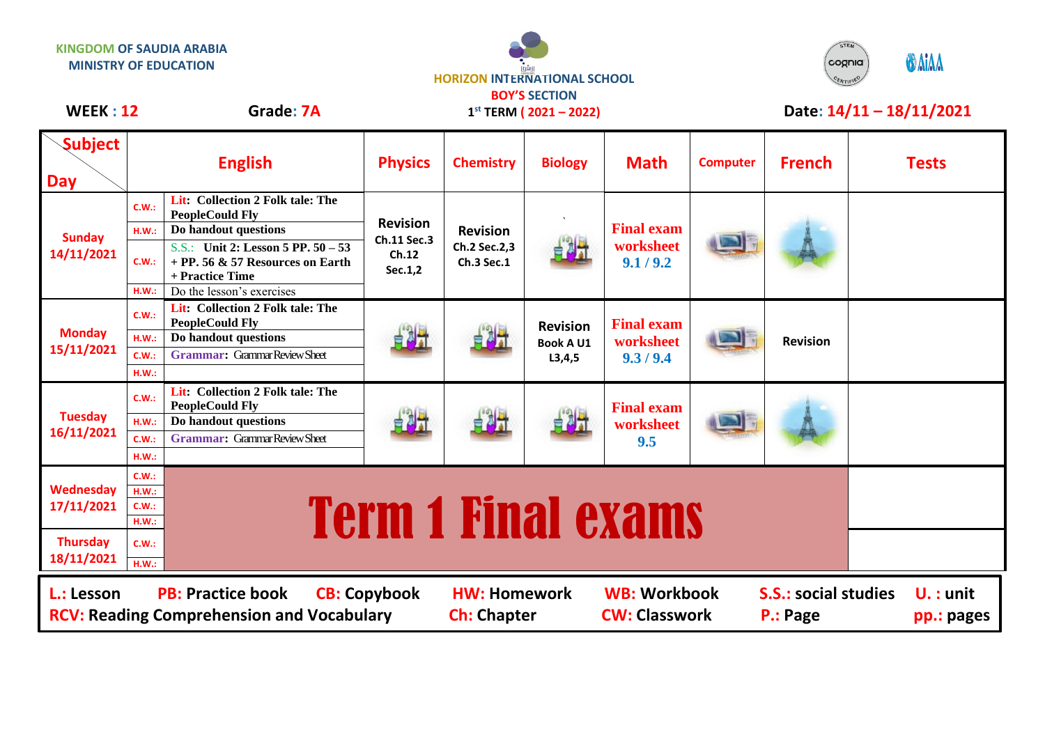KINGDOM OF SAUDIA ARABIA
MINISTRY OF EDUCATION

HORIZON INTERNATIONAL SCHOOL
BOY'S SECTION
1st TERM ( 2021 – 2022)

**WEEK : 12** **Grade: 7A** **Date: 14/11 – 18/11/2021**

| Subject / Day | | English | Physics | Chemistry | Biology | Math | Computer | French | Tests |
|---|---|---|---|---|---|---|---|---|---|
| Sunday 14/11/2021 | C.W.: | Lit: Collection 2 Folk tale: The PeopleCould Fly | Revision Ch.11 Sec.3 Ch.12 Sec.1,2 | Revision Ch.2 Sec.2,3 Ch.3 Sec.1 | ` | Final exam worksheet 9.1 / 9.2 | | | |
| | H.W.: | Do handout questions | | | | | | | |
| | C.W.: | S.S.: Unit 2: Lesson 5 PP. 50 – 53 + PP. 56 & 57 Resources on Earth + Practice Time | | | | | | | |
| | H.W.: | Do the lesson's exercises | | | | | | | |
| Monday 15/11/2021 | C.W.: | Lit: Collection 2 Folk tale: The PeopleCould Fly | | | Revision Book A U1 L3,4,5 | Final exam worksheet 9.3 / 9.4 | | Revision | |
| | H.W.: | Do handout questions | | | | | | | |
| | C.W.: | Grammar: Grammar Review Sheet | | | | | | | |
| | H.W.: | | | | | | | | |
| Tuesday 16/11/2021 | C.W.: | Lit: Collection 2 Folk tale: The PeopleCould Fly | | | | Final exam worksheet 9.5 | | | |
| | H.W.: | Do handout questions | | | | | | | |
| | C.W.: | Grammar: Grammar Review Sheet | | | | | | | |
| | H.W.: | | | | | | | | |
| Wednesday 17/11/2021 | C.W.: | Term 1 Final exams | | | | | | | |
| | H.W.: | | | | | | | | |
| | C.W.: | | | | | | | | |
| | H.W.: | | | | | | | | |
| Thursday 18/11/2021 | C.W.: | | | | | | | | |
| | H.W.: | | | | | | | | |

**L.: Lesson** **PB: Practice book** **CB: Copybook** **HW: Homework** **WB: Workbook** **S.S.: social studies** **U. : unit**
**RCV: Reading Comprehension and Vocabulary** **Ch: Chapter** **CW: Classwork** **P.: Page** **pp.: pages**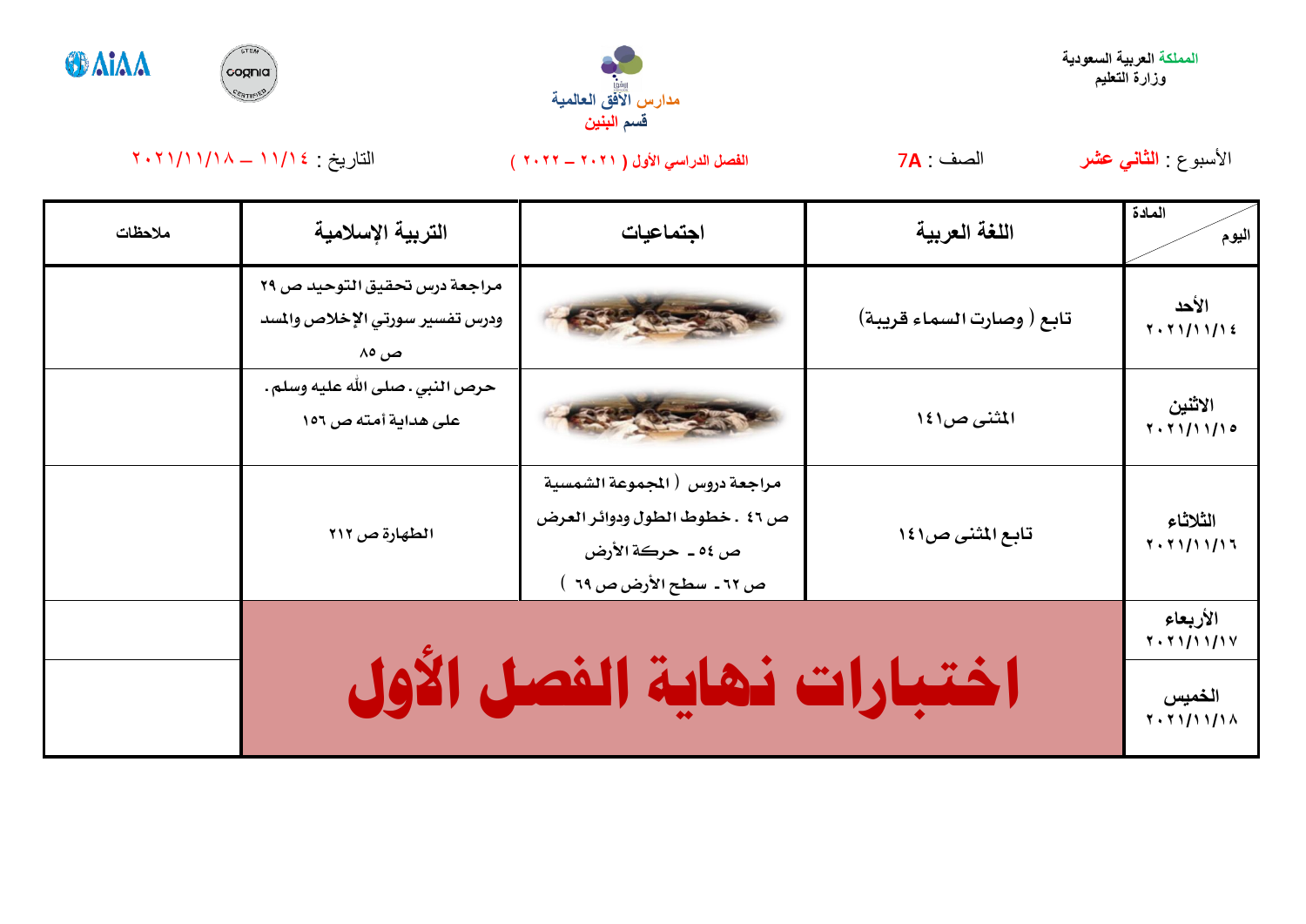المملكة العربية السعودية
وزارة التعليم

مدارس الأفق العالمية
قسم البنين

الأسبوع : الثاني عشر الصف : 7A الفصل الدراسي الأول ( ٢٠٢١ ـ ٢٠٢٢ ) التاريخ : ١١/١٤ ـ ٢٠٢١/١١/١٨

| اليوم / المادة | اللغة العربية | اجتماعيات | التربية الإسلامية | ملاحظات |
|---|---|---|---|---|
| الأحد ٢٠٢١/١١/١٤ | تابع ( وصارت السماء قريبة) | | مراجعة درس تحقيق التوحيد ص ٢٩ ودرس تفسير سورتي الإخلاص والمسد ص ٨٥ | |
| الاثنين ٢٠٢١/١١/١٥ | المثنى ص١٤١ | | حرص النبي . صلى الله عليه وسلم . على هداية أمته ص ١٥٦ | |
| الثلاثاء ٢٠٢١/١١/١٦ | تابع المثنى ص١٤١ | مراجعة دروس ( المجموعة الشمسية ص ٤٦ . خطوط الطول ودوائر العرض ص ٥٤ ـ حركة الأرض ص ٦٢ ـ سطح الأرض ص ٦٩ ) | الطهارة ص ٢١٢ | |
| الأربعاء ٢٠٢١/١١/١٧ | اختبارات نهاية الفصل الأول | | | |
| الخميس ٢٠٢١/١١/١٨ | | | | |